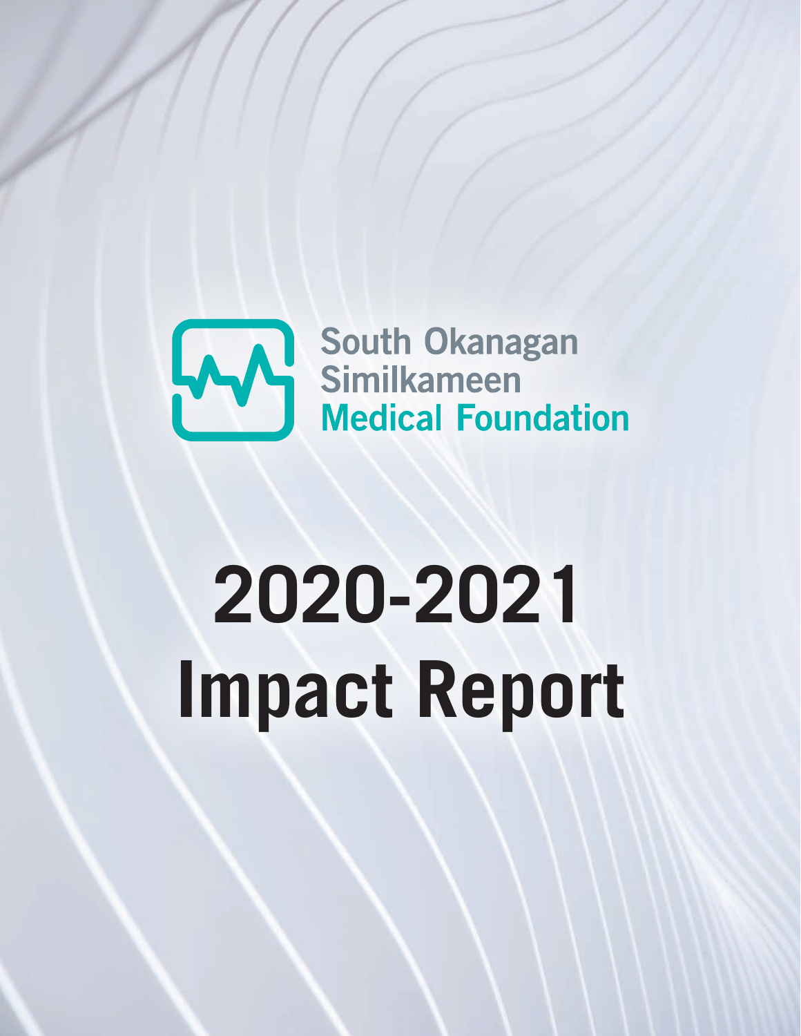South Okanagan
Similkameen
**Medical Foundation**

# 2020-2021 Impact Report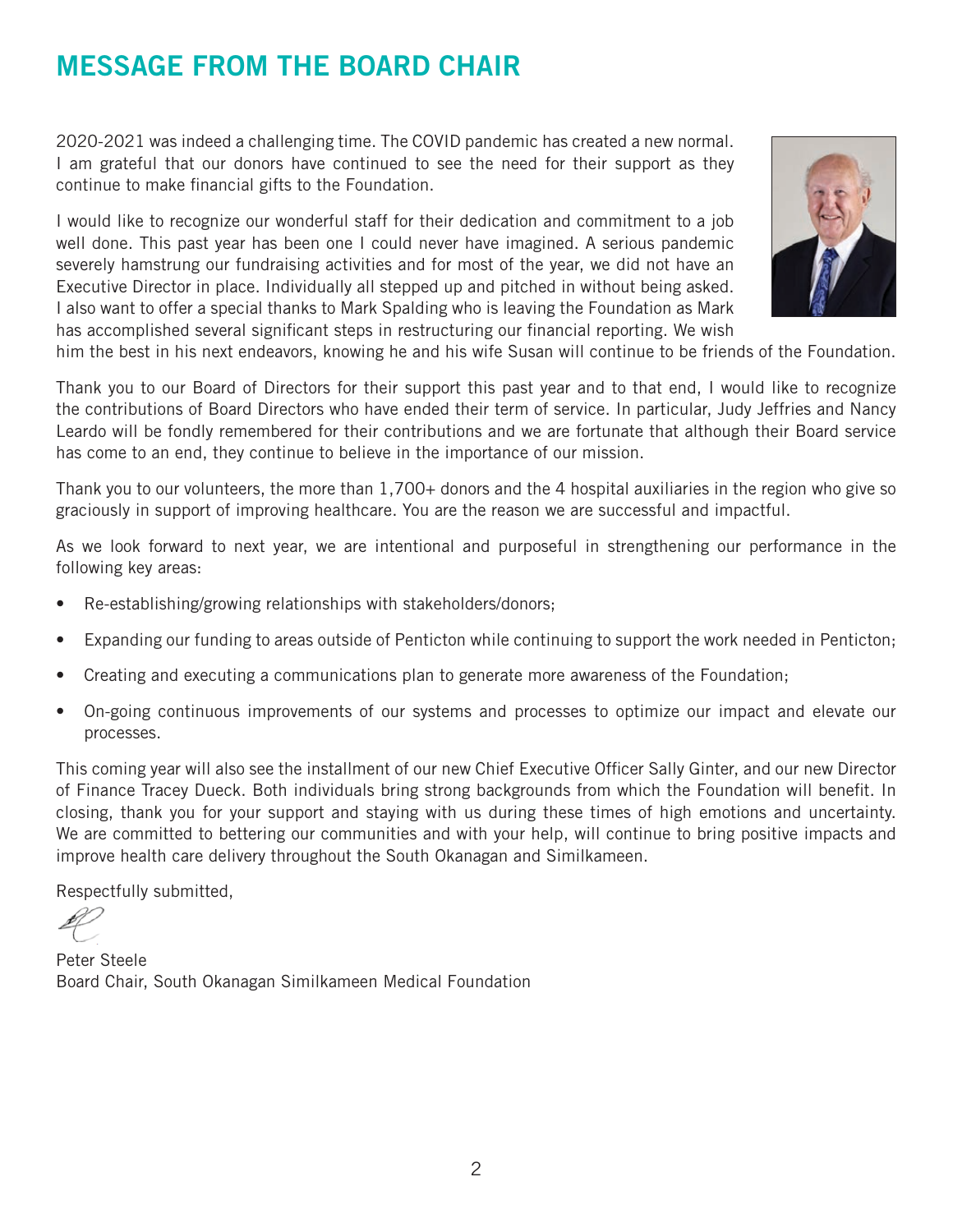# MESSAGE FROM THE BOARD CHAIR

2020-2021 was indeed a challenging time. The COVID pandemic has created a new normal. I am grateful that our donors have continued to see the need for their support as they continue to make financial gifts to the Foundation.

I would like to recognize our wonderful staff for their dedication and commitment to a job well done. This past year has been one I could never have imagined. A serious pandemic severely hamstrung our fundraising activities and for most of the year, we did not have an Executive Director in place. Individually all stepped up and pitched in without being asked. I also want to offer a special thanks to Mark Spalding who is leaving the Foundation as Mark has accomplished several significant steps in restructuring our financial reporting. We wish him the best in his next endeavors, knowing he and his wife Susan will continue to be friends of the Foundation.

Thank you to our Board of Directors for their support this past year and to that end, I would like to recognize the contributions of Board Directors who have ended their term of service. In particular, Judy Jeffries and Nancy Leardo will be fondly remembered for their contributions and we are fortunate that although their Board service has come to an end, they continue to believe in the importance of our mission.

Thank you to our volunteers, the more than 1,700+ donors and the 4 hospital auxiliaries in the region who give so graciously in support of improving healthcare. You are the reason we are successful and impactful.

As we look forward to next year, we are intentional and purposeful in strengthening our performance in the following key areas:

- Re-establishing/growing relationships with stakeholders/donors;
- Expanding our funding to areas outside of Penticton while continuing to support the work needed in Penticton;
- Creating and executing a communications plan to generate more awareness of the Foundation;
- On-going continuous improvements of our systems and processes to optimize our impact and elevate our processes.

This coming year will also see the installment of our new Chief Executive Officer Sally Ginter, and our new Director of Finance Tracey Dueck. Both individuals bring strong backgrounds from which the Foundation will benefit. In closing, thank you for your support and staying with us during these times of high emotions and uncertainty. We are committed to bettering our communities and with your help, will continue to bring positive impacts and improve health care delivery throughout the South Okanagan and Similkameen.

Respectfully submitted,

Peter Steele
Board Chair, South Okanagan Similkameen Medical Foundation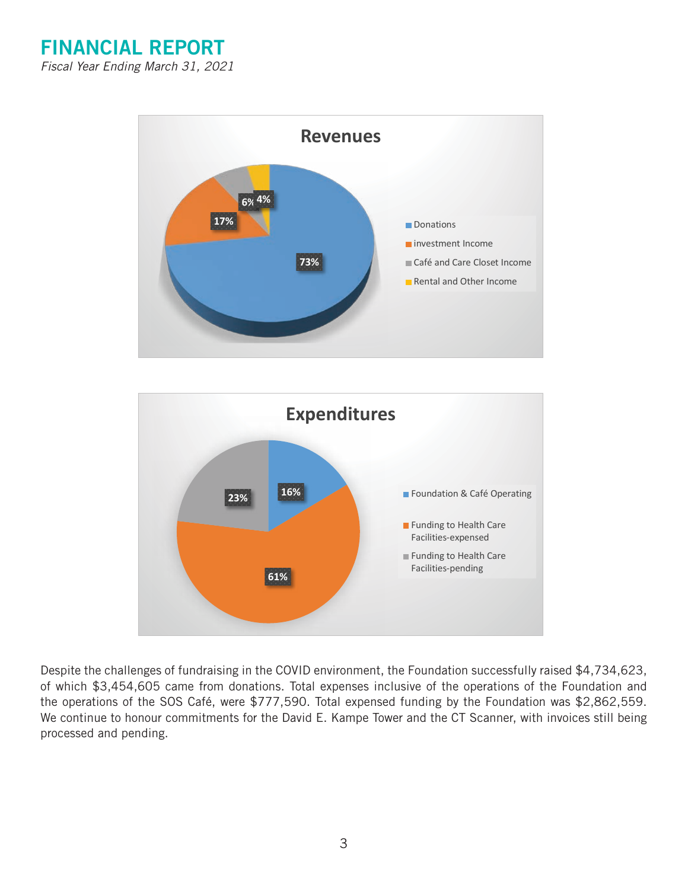# FINANCIAL REPORT

*Fiscal Year Ending March 31, 2021*

**Revenues**

- Donations: 73%
- investment Income: 17%
- Café and Care Closet Income: 6%
- Rental and Other Income: 4%

**Expenditures**

- Foundation & Café Operating: 16%
- Funding to Health Care Facilities-expensed: 61%
- Funding to Health Care Facilities-pending: 23%

Despite the challenges of fundraising in the COVID environment, the Foundation successfully raised $4,734,623, of which $3,454,605 came from donations. Total expenses inclusive of the operations of the Foundation and the operations of the SOS Café, were $777,590. Total expensed funding by the Foundation was $2,862,559. We continue to honour commitments for the David E. Kampe Tower and the CT Scanner, with invoices still being processed and pending.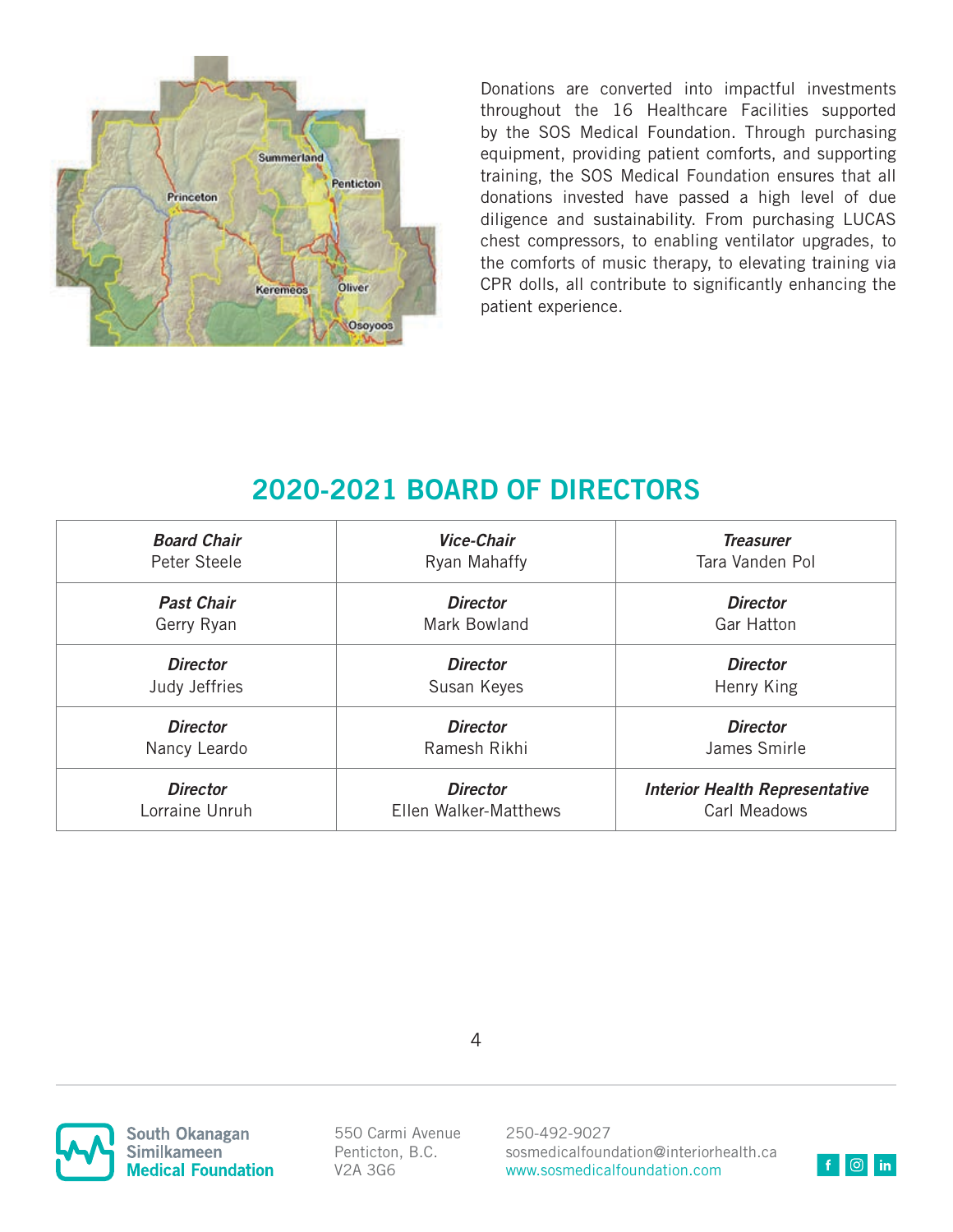Donations are converted into impactful investments throughout the 16 Healthcare Facilities supported by the SOS Medical Foundation. Through purchasing equipment, providing patient comforts, and supporting training, the SOS Medical Foundation ensures that all donations invested have passed a high level of due diligence and sustainability. From purchasing LUCAS chest compressors, to enabling ventilator upgrades, to the comforts of music therapy, to elevating training via CPR dolls, all contribute to significantly enhancing the patient experience.

## 2020-2021 BOARD OF DIRECTORS

| | | |
|---|---|---|
| ***Board Chair***<br>Peter Steele | ***Vice-Chair***<br>Ryan Mahaffy | ***Treasurer***<br>Tara Vanden Pol |
| ***Past Chair***<br>Gerry Ryan | ***Director***<br>Mark Bowland | ***Director***<br>Gar Hatton |
| ***Director***<br>Judy Jeffries | ***Director***<br>Susan Keyes | ***Director***<br>Henry King |
| ***Director***<br>Nancy Leardo | ***Director***<br>Ramesh Rikhi | ***Director***<br>James Smirle |
| ***Director***<br>Lorraine Unruh | ***Director***<br>Ellen Walker-Matthews | ***Interior Health Representative***<br>Carl Meadows |

South Okanagan Similkameen Medical Foundation

550 Carmi Avenue
Penticton, B.C.
V2A 3G6

250-492-9027
sosmedicalfoundation@interiorhealth.ca
www.sosmedicalfoundation.com